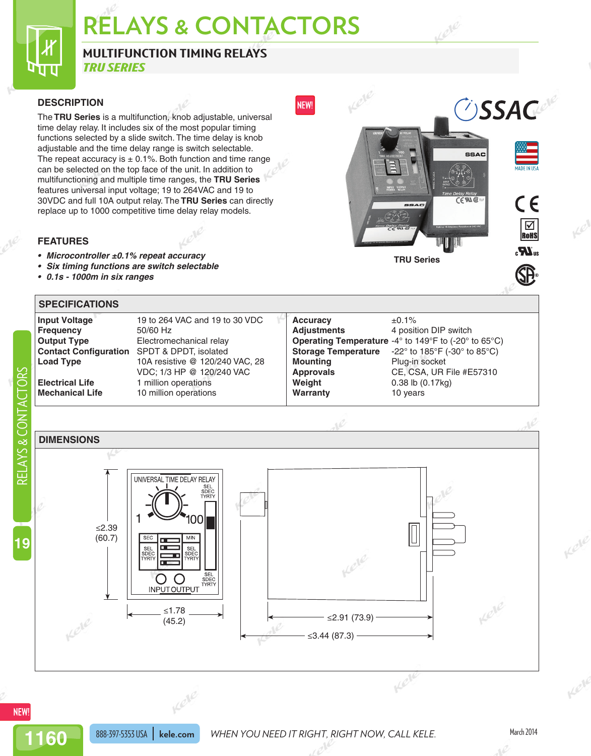# RELAYS & CONTACTORS

## MULTIFUNCTION TIMING RELAYS

### *TRU SERIES*

### DESCRIPTION

The **TRU Series** is a multifunction, knob adjustable, universal time delay relay. It includes six of the most popular timing functions selected by a slide switch. The time delay is knob adjustable and the time delay range is switch selectable. The repeat accuracy is ± 0.1%. Both function and time range can be selected on the top face of the unit. In addition to multifunctioning and multiple time ranges, the **TRU Series** features universal input voltage; 19 to 264VAC and 19 to 30VDC and full 10A output relay. The **TRU Series** can directly replace up to 1000 competitive time delay relay models.

NEW!

SSAC

TRU Series

MADE IN USA

### FEATURES

- ***Microcontroller ±0.1% repeat accuracy***
- ***Six timing functions are switch selectable***
- ***0.1s - 1000m in six ranges***

### SPECIFICATIONS

| | | | |
|---|---|---|---|
| **Input Voltage** | 19 to 264 VAC and 19 to 30 VDC | **Accuracy** | ±0.1% |
| **Frequency** | 50/60 Hz | **Adjustments** | 4 position DIP switch |
| **Output Type** | Electromechanical relay | **Operating Temperature** | -4° to 149°F to (-20° to 65°C) |
| **Contact Configuration** | SPDT & DPDT, isolated | **Storage Temperature** | -22° to 185°F (-30° to 85°C) |
| **Load Type** | 10A resistive @ 120/240 VAC, 28 VDC; 1/3 HP @ 120/240 VAC | **Mounting** | Plug-in socket |
| | | **Approvals** | CE, CSA, UR File #E57310 |
| **Electrical Life** | 1 million operations | **Weight** | 0.38 lb (0.17kg) |
| **Mechanical Life** | 10 million operations | **Warranty** | 10 years |

### DIMENSIONS

UNIVERSAL TIME DELAY RELAY

≤2.39 (60.7)

≤1.78 (45.2)

≤2.91 (73.9)

≤3.44 (87.3)

888-397-5353 USA | kele.com

WHEN YOU NEED IT RIGHT, RIGHT NOW, CALL KELE.

March 2014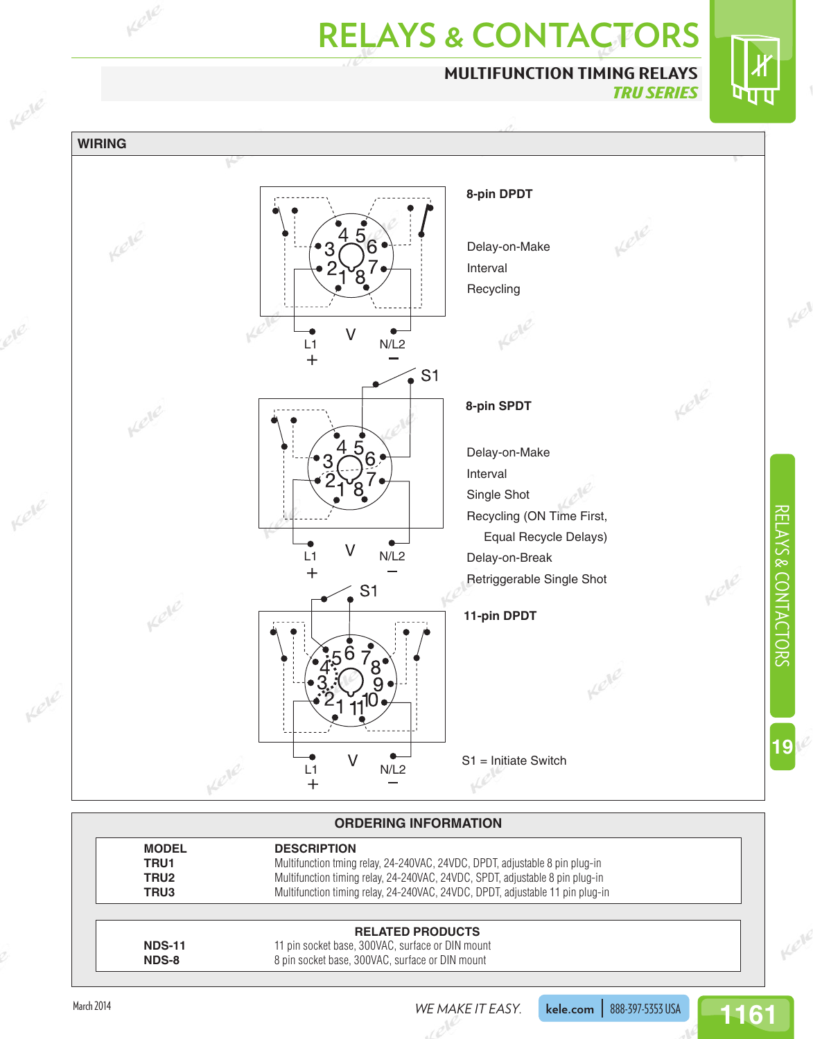## WIRING

L1
+
V
N/L2
−

**8-pin DPDT**

Delay-on-Make
Interval
Recycling

S1

L1
+
V
N/L2
−

**8-pin SPDT**

Delay-on-Make
Interval
Single Shot
Recycling (ON Time First,
Equal Recycle Delays)
Delay-on-Break
Retriggerable Single Shot

S1

L1
+
V
N/L2
−

**11-pin DPDT**

S1 = Initiate Switch

## ORDERING INFORMATION

| MODEL | DESCRIPTION |
|---|---|
| TRU1 | Multifunction tming relay, 24-240VAC, 24VDC, DPDT, adjustable 8 pin plug-in |
| TRU2 | Multifunction timing relay, 24-240VAC, 24VDC, SPDT, adjustable 8 pin plug-in |
| TRU3 | Multifunction timing relay, 24-240VAC, 24VDC, DPDT, adjustable 11 pin plug-in |

### RELATED PRODUCTS

| | |
|---|---|
| NDS-11 | 11 pin socket base, 300VAC, surface or DIN mount |
| NDS-8 | 8 pin socket base, 300VAC, surface or DIN mount |